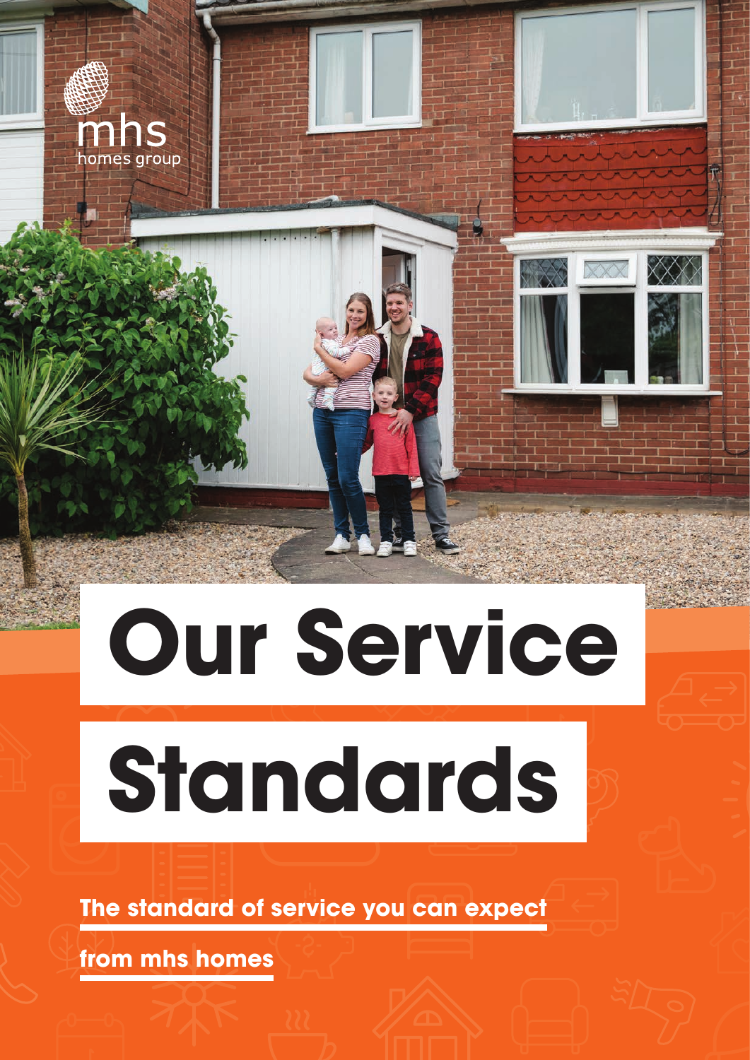mhs homes group

# Our Service Standards

**The standard of service you can expect from mhs homes**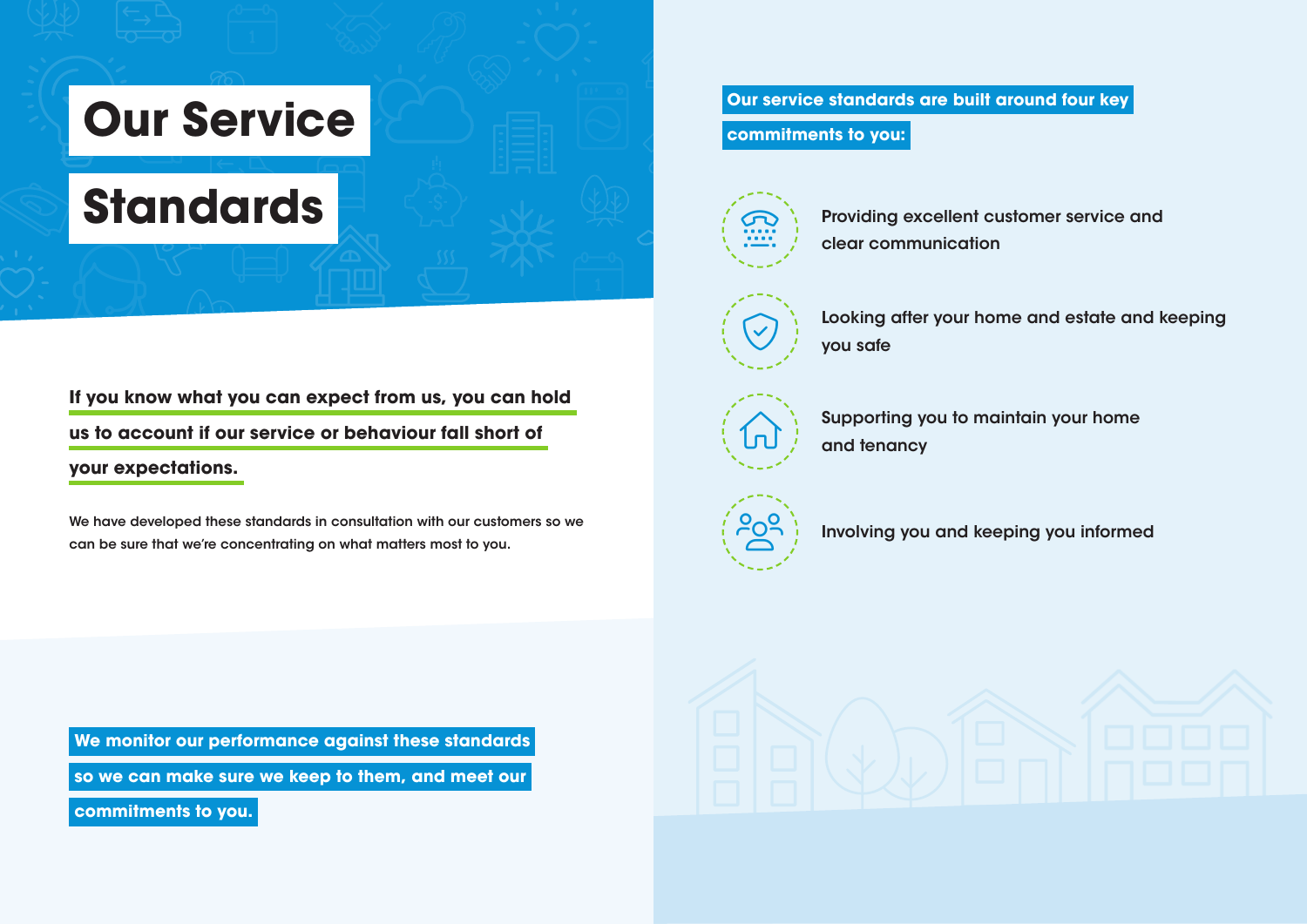# Our Service Standards

**If you know what you can expect from us, you can hold us to account if our service or behaviour fall short of your expectations.**

We have developed these standards in consultation with our customers so we can be sure that we're concentrating on what matters most to you.

**We monitor our performance against these standards so we can make sure we keep to them, and meet our commitments to you.**

**Our service standards are built around four key commitments to you:**

- Providing excellent customer service and clear communication
- Looking after your home and estate and keeping you safe
- Supporting you to maintain your home and tenancy
- Involving you and keeping you informed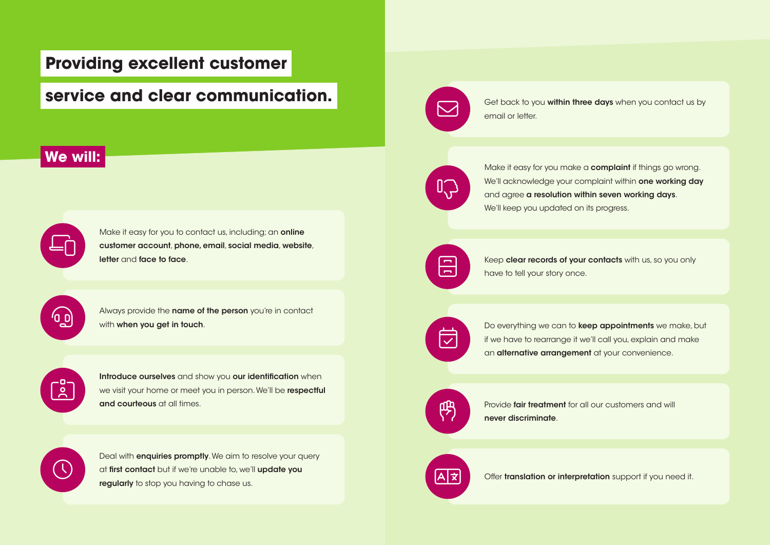# Providing excellent customer service and clear communication.

## We will:

- Make it easy for you to contact us, including; an **online customer account**, **phone**, **email**, **social media**, **website**, **letter** and **face to face**.
- Always provide the **name of the person** you're in contact with **when you get in touch**.
- **Introduce ourselves** and show you **our identification** when we visit your home or meet you in person. We'll be **respectful and courteous** at all times.
- Deal with **enquiries promptly**. We aim to resolve your query at **first contact** but if we're unable to, we'll **update you regularly** to stop you having to chase us.
- Get back to you **within three days** when you contact us by email or letter.
- Make it easy for you make a **complaint** if things go wrong. We'll acknowledge your complaint within **one working day** and agree **a resolution within seven working days**. We'll keep you updated on its progress.
- Keep **clear records of your contacts** with us, so you only have to tell your story once.
- Do everything we can to **keep appointments** we make, but if we have to rearrange it we'll call you, explain and make an **alternative arrangement** at your convenience.
- Provide **fair treatment** for all our customers and will **never discriminate**.
- Offer **translation or interpretation** support if you need it.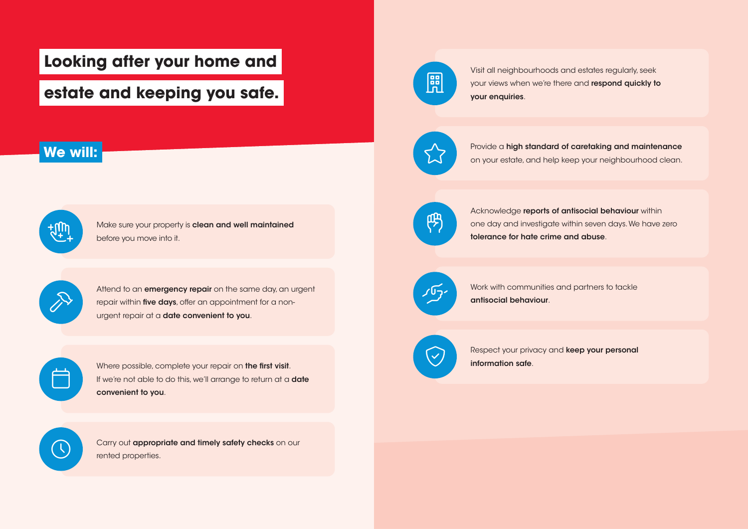# Looking after your home and estate and keeping you safe.

## We will:

- Make sure your property is **clean and well maintained** before you move into it.
- Attend to an **emergency repair** on the same day, an urgent repair within **five days**, offer an appointment for a non-urgent repair at a **date convenient to you**.
- Where possible, complete your repair on **the first visit**. If we're not able to do this, we'll arrange to return at a **date convenient to you**.
- Carry out **appropriate and timely safety checks** on our rented properties.
- Visit all neighbourhoods and estates regularly, seek your views when we're there and **respond quickly to your enquiries**.
- Provide a **high standard of caretaking and maintenance** on your estate, and help keep your neighbourhood clean.
- Acknowledge **reports of antisocial behaviour** within one day and investigate within seven days. We have zero **tolerance for hate crime and abuse**.
- Work with communities and partners to tackle **antisocial behaviour**.
- Respect your privacy and **keep your personal information safe**.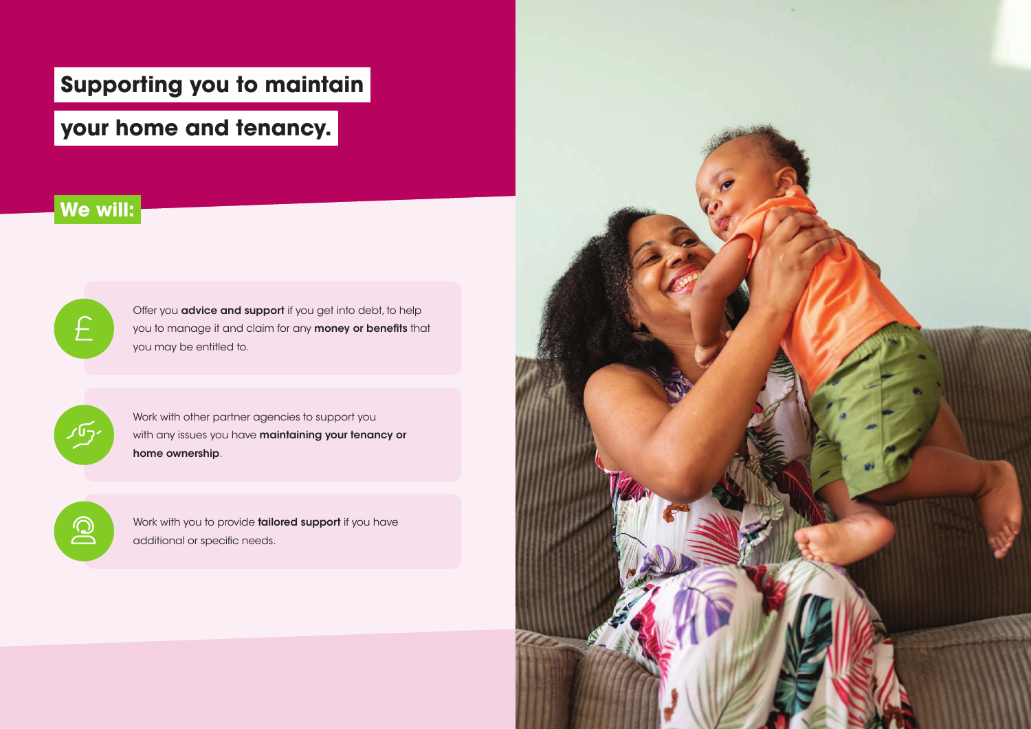# Supporting you to maintain your home and tenancy.

## We will:

- Offer you **advice and support** if you get into debt, to help you to manage it and claim for any **money or benefits** that you may be entitled to.
- Work with other partner agencies to support you with any issues you have **maintaining your tenancy or home ownership**.
- Work with you to provide **tailored support** if you have additional or specific needs.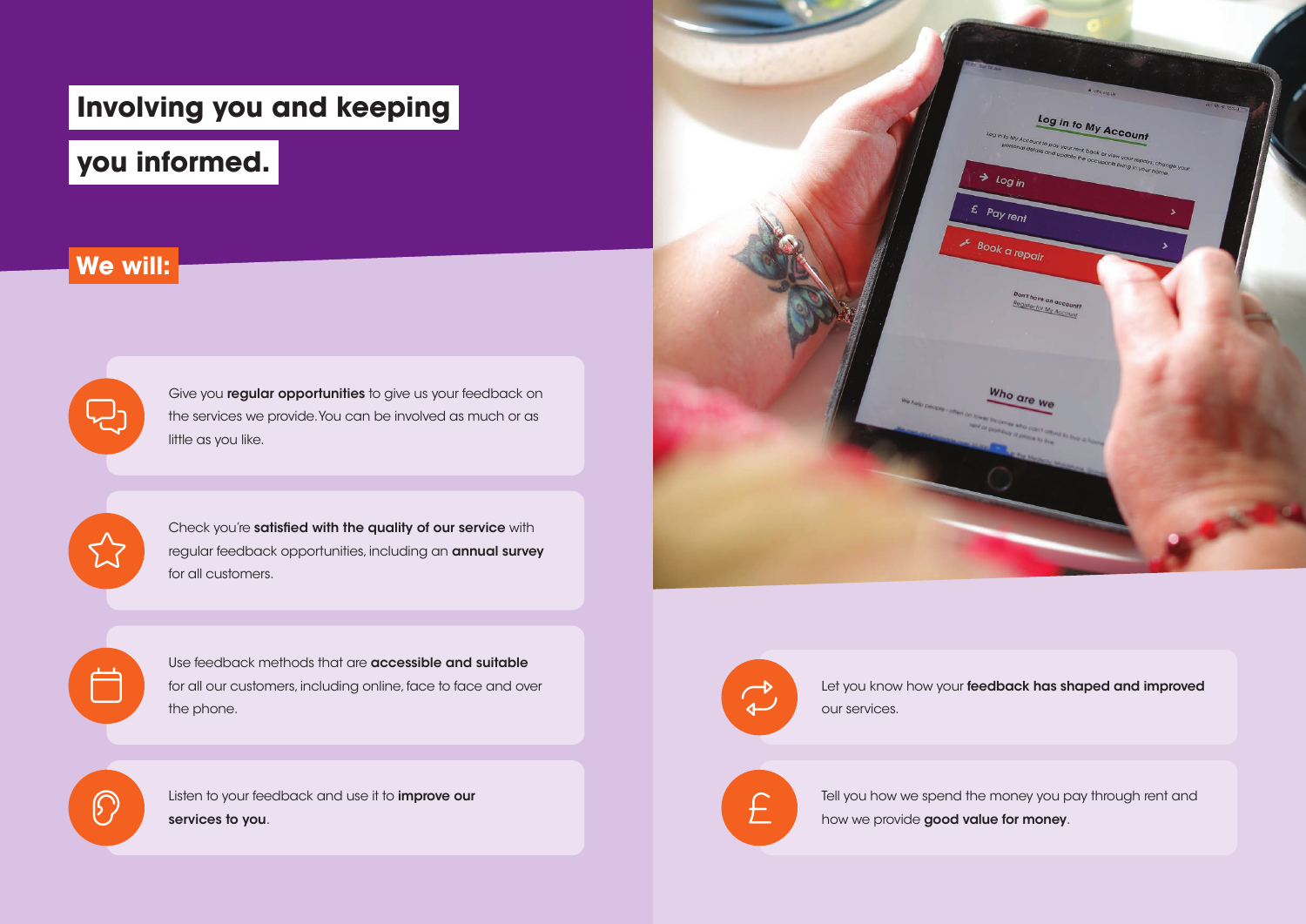# Involving you and keeping you informed.

## We will:

- Give you **regular opportunities** to give us your feedback on the services we provide. You can be involved as much or as little as you like.
- Check you're **satisfied with the quality of our service** with regular feedback opportunities, including an **annual survey** for all customers.
- Use feedback methods that are **accessible and suitable** for all our customers, including online, face to face and over the phone.
- Listen to your feedback and use it to **improve our services to you**.
- Let you know how your **feedback has shaped and improved** our services.
- Tell you how we spend the money you pay through rent and how we provide **good value for money**.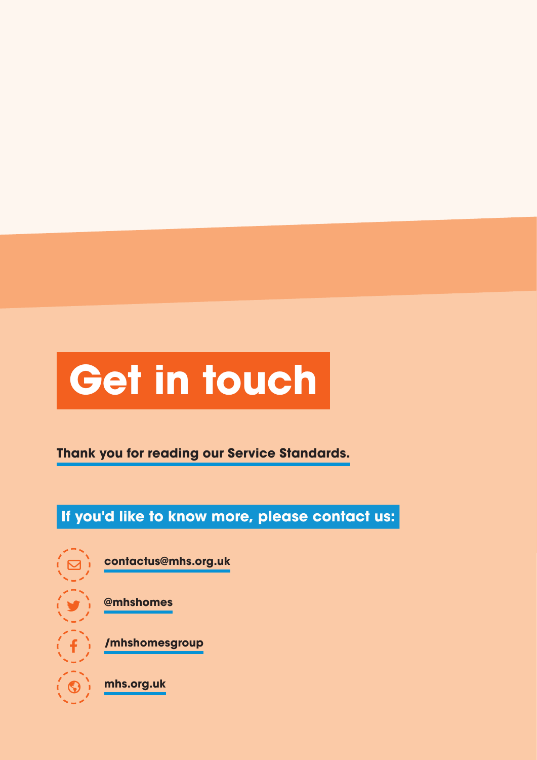# Get in touch

**Thank you for reading our Service Standards.**

**If you'd like to know more, please contact us:**

- **contactus@mhs.org.uk**
- **@mhshomes**
- **/mhshomesgroup**
- **mhs.org.uk**